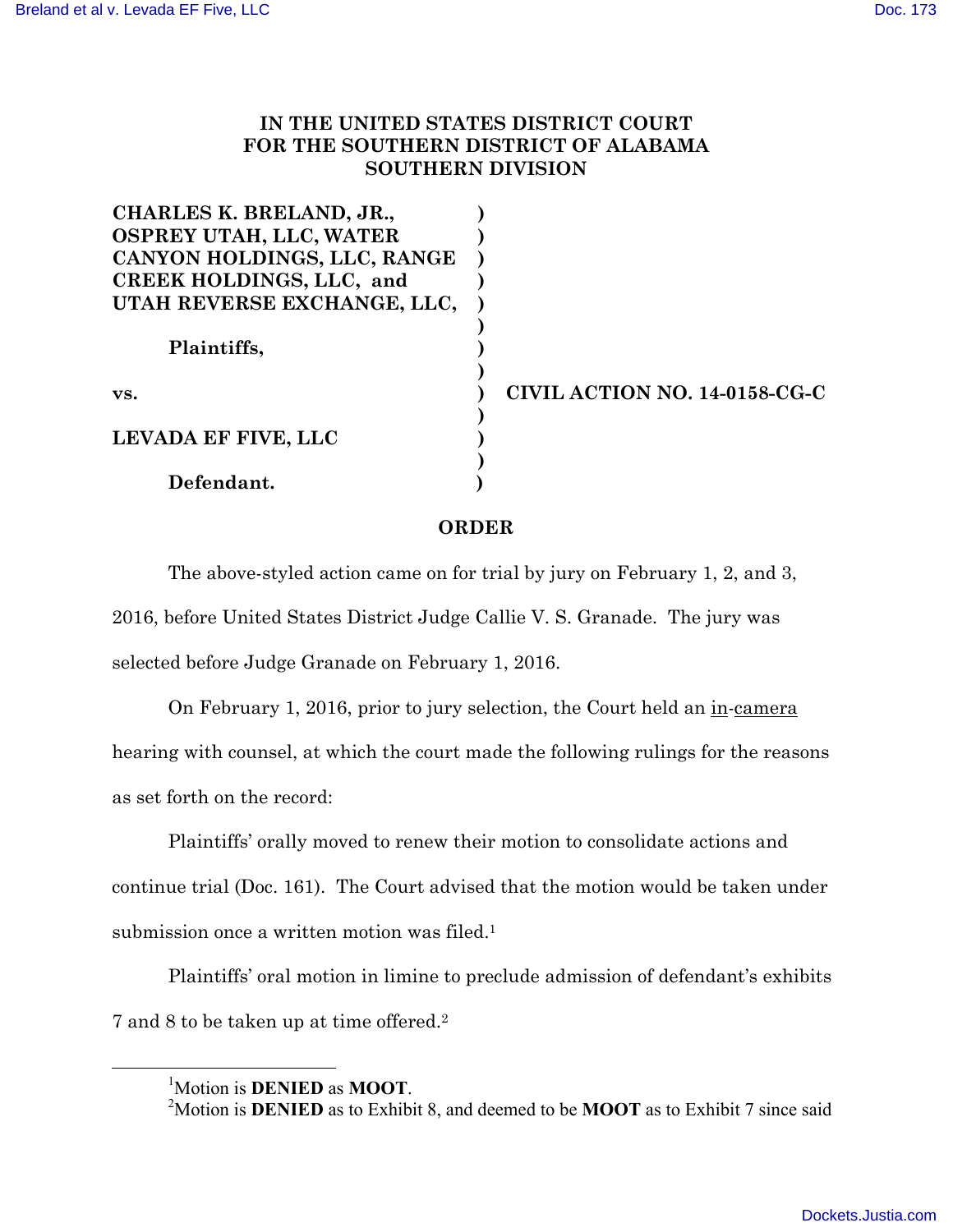**IN THE UNITED STATES DISTRICT COURT FOR THE SOUTHERN DISTRICT OF ALABAMA SOUTHERN DIVISION**

| | | |
|---|---|---|
| **CHARLES K. BRELAND, JR., OSPREY UTAH, LLC, WATER CANYON HOLDINGS, LLC, RANGE CREEK HOLDINGS, LLC, and UTAH REVERSE EXCHANGE, LLC,** | ) | |
| **Plaintiffs,** | ) | |
| **vs.** | ) | **CIVIL ACTION NO. 14-0158-CG-C** |
| **LEVADA EF FIVE, LLC** | ) | |
| **Defendant.** | ) | |

## ORDER

The above-styled action came on for trial by jury on February 1, 2, and 3, 2016, before United States District Judge Callie V. S. Granade. The jury was selected before Judge Granade on February 1, 2016.

On February 1, 2016, prior to jury selection, the Court held an in-camera hearing with counsel, at which the court made the following rulings for the reasons as set forth on the record:

Plaintiffs' orally moved to renew their motion to consolidate actions and continue trial (Doc. 161). The Court advised that the motion would be taken under submission once a written motion was filed.[1]

Plaintiffs' oral motion in limine to preclude admission of defendant's exhibits 7 and 8 to be taken up at time offered.[2]

---

[1] Motion is **DENIED** as **MOOT**.

[2] Motion is **DENIED** as to Exhibit 8, and deemed to be **MOOT** as to Exhibit 7 since said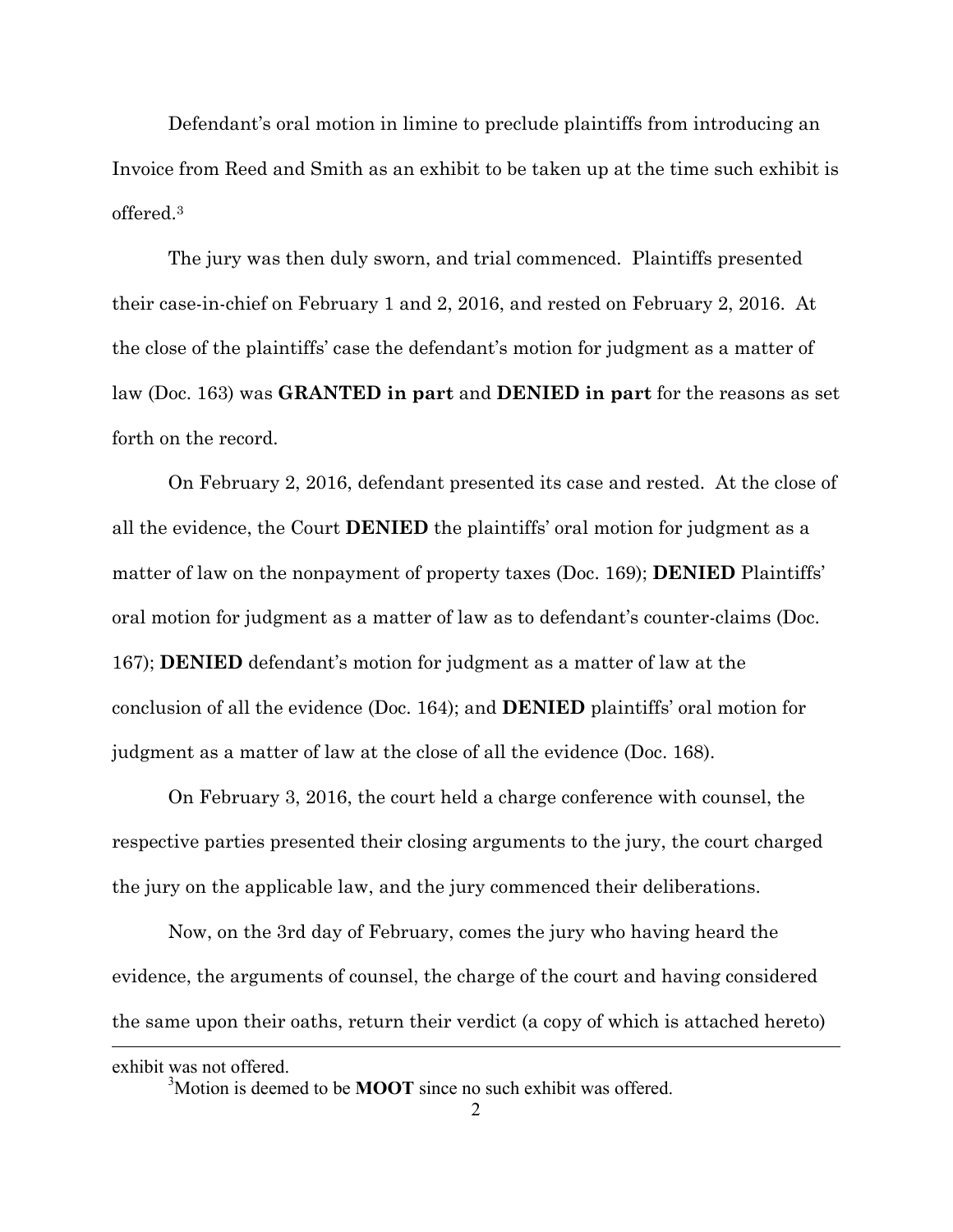Defendant's oral motion in limine to preclude plaintiffs from introducing an Invoice from Reed and Smith as an exhibit to be taken up at the time such exhibit is offered.[3]

The jury was then duly sworn, and trial commenced. Plaintiffs presented their case-in-chief on February 1 and 2, 2016, and rested on February 2, 2016. At the close of the plaintiffs' case the defendant's motion for judgment as a matter of law (Doc. 163) was **GRANTED in part** and **DENIED in part** for the reasons as set forth on the record.

On February 2, 2016, defendant presented its case and rested. At the close of all the evidence, the Court **DENIED** the plaintiffs' oral motion for judgment as a matter of law on the nonpayment of property taxes (Doc. 169); **DENIED** Plaintiffs' oral motion for judgment as a matter of law as to defendant's counter-claims (Doc. 167); **DENIED** defendant's motion for judgment as a matter of law at the conclusion of all the evidence (Doc. 164); and **DENIED** plaintiffs' oral motion for judgment as a matter of law at the close of all the evidence (Doc. 168).

On February 3, 2016, the court held a charge conference with counsel, the respective parties presented their closing arguments to the jury, the court charged the jury on the applicable law, and the jury commenced their deliberations.

Now, on the 3rd day of February, comes the jury who having heard the evidence, the arguments of counsel, the charge of the court and having considered the same upon their oaths, return their verdict (a copy of which is attached hereto)

---

exhibit was not offered.

[3] Motion is deemed to be **MOOT** since no such exhibit was offered.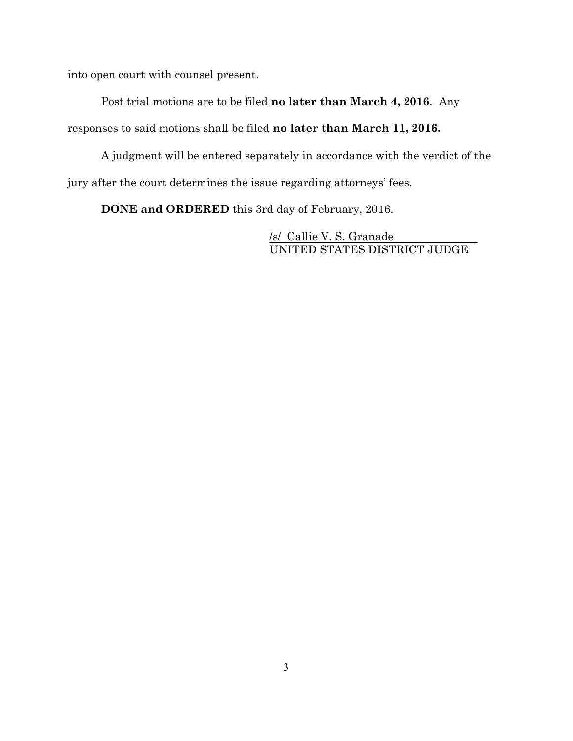into open court with counsel present.

Post trial motions are to be filed **no later than March 4, 2016**. Any responses to said motions shall be filed **no later than March 11, 2016.**

A judgment will be entered separately in accordance with the verdict of the jury after the court determines the issue regarding attorneys' fees.

**DONE and ORDERED** this 3rd day of February, 2016.

/s/ Callie V. S. Granade
UNITED STATES DISTRICT JUDGE